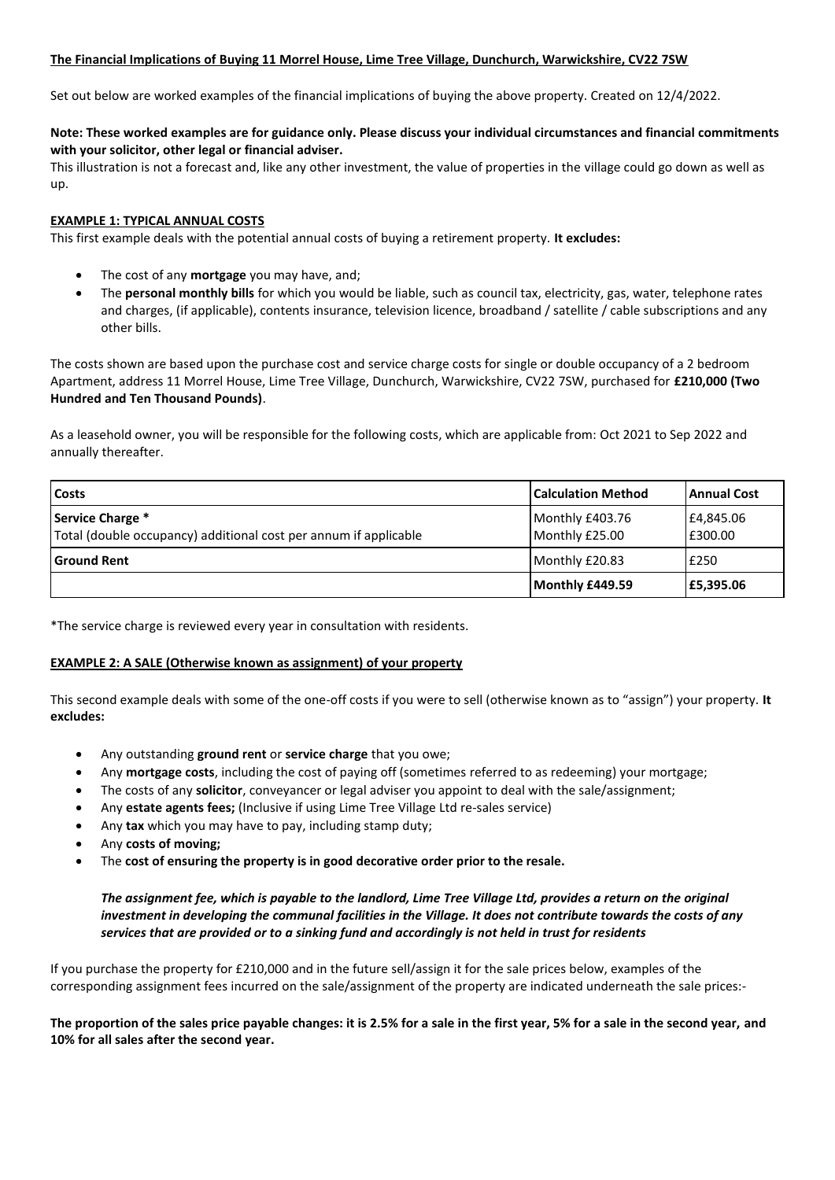**The Financial Implications of Buying 11 Morrel House, Lime Tree Village, Dunchurch, Warwickshire, CV22 7SW**

Set out below are worked examples of the financial implications of buying the above property. Created on 12/4/2022.

**Note: These worked examples are for guidance only. Please discuss your individual circumstances and financial commitments with your solicitor, other legal or financial adviser.**

This illustration is not a forecast and, like any other investment, the value of properties in the village could go down as well as up.

**EXAMPLE 1: TYPICAL ANNUAL COSTS**

This first example deals with the potential annual costs of buying a retirement property. **It excludes:**

- The cost of any **mortgage** you may have, and;
- The **personal monthly bills** for which you would be liable, such as council tax, electricity, gas, water, telephone rates and charges, (if applicable), contents insurance, television licence, broadband / satellite / cable subscriptions and any other bills.

The costs shown are based upon the purchase cost and service charge costs for single or double occupancy of a 2 bedroom Apartment, address 11 Morrel House, Lime Tree Village, Dunchurch, Warwickshire, CV22 7SW, purchased for **£210,000 (Two Hundred and Ten Thousand Pounds)**.

As a leasehold owner, you will be responsible for the following costs, which are applicable from: Oct 2021 to Sep 2022 and annually thereafter.

| Costs | Calculation Method | Annual Cost |
|---|---|---|
| **Service Charge** *<br>Total (double occupancy) additional cost per annum if applicable | Monthly £403.76<br>Monthly £25.00 | £4,845.06<br>£300.00 |
| **Ground Rent** | Monthly £20.83 | £250 |
| | **Monthly £449.59** | **£5,395.06** |

*The service charge is reviewed every year in consultation with residents.

**EXAMPLE 2: A SALE (Otherwise known as assignment) of your property**

This second example deals with some of the one-off costs if you were to sell (otherwise known as to "assign") your property. **It excludes:**

- Any outstanding **ground rent** or **service charge** that you owe;
- Any **mortgage costs**, including the cost of paying off (sometimes referred to as redeeming) your mortgage;
- The costs of any **solicitor**, conveyancer or legal adviser you appoint to deal with the sale/assignment;
- Any **estate agents fees;** (Inclusive if using Lime Tree Village Ltd re-sales service)
- Any **tax** which you may have to pay, including stamp duty;
- Any **costs of moving;**
- The **cost of ensuring the property is in good decorative order prior to the resale.**

***The assignment fee, which is payable to the landlord, Lime Tree Village Ltd, provides a return on the original investment in developing the communal facilities in the Village. It does not contribute towards the costs of any services that are provided or to a sinking fund and accordingly is not held in trust for residents***

If you purchase the property for £210,000 and in the future sell/assign it for the sale prices below, examples of the corresponding assignment fees incurred on the sale/assignment of the property are indicated underneath the sale prices:-

**The proportion of the sales price payable changes: it is 2.5% for a sale in the first year, 5% for a sale in the second year, and 10% for all sales after the second year.**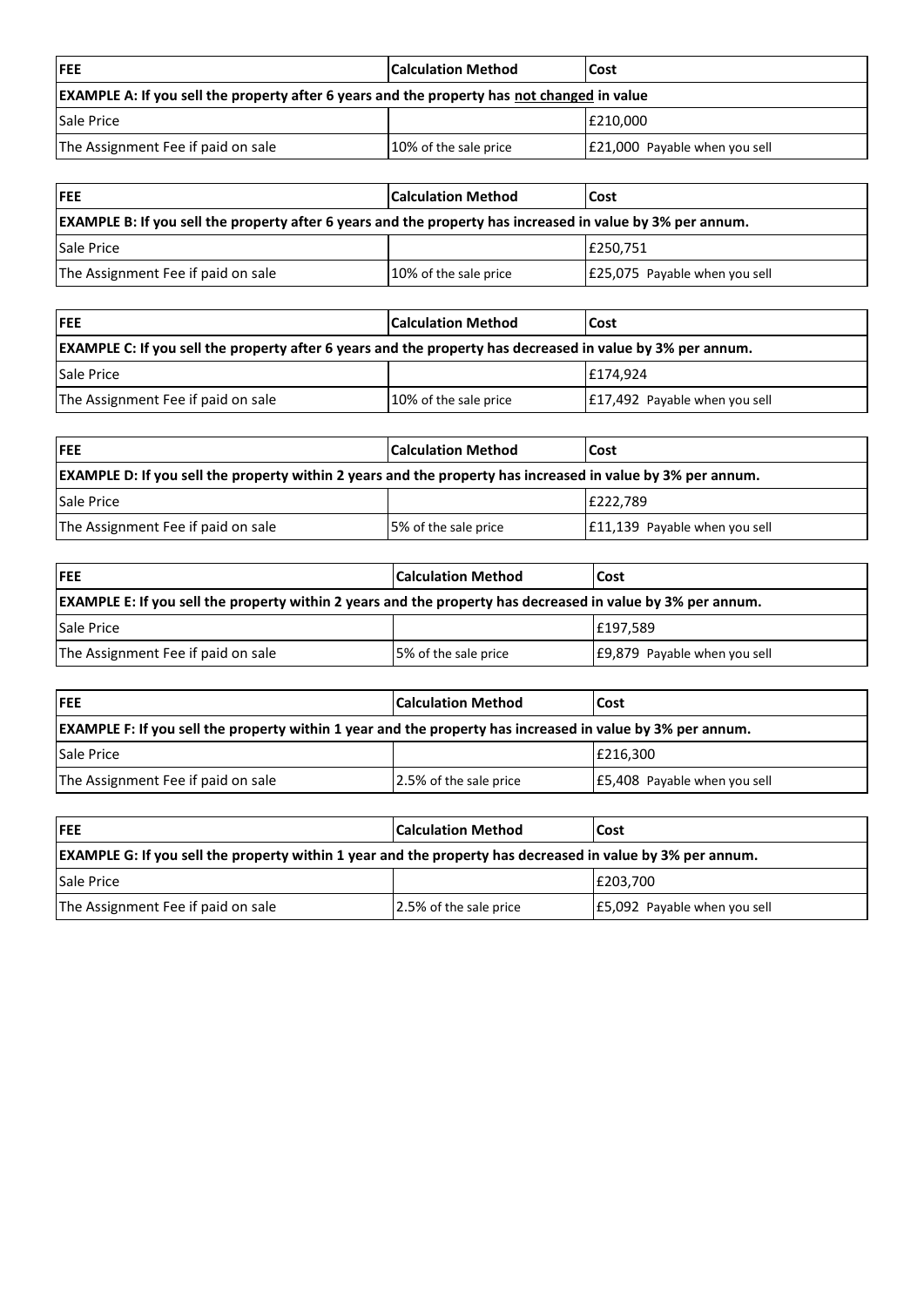| FEE | Calculation Method | Cost |
|---|---|---|
| **EXAMPLE A: If you sell the property after 6 years and the property has not changed in value** | | |
| Sale Price | | £210,000 |
| The Assignment Fee if paid on sale | 10% of the sale price | £21,000 Payable when you sell |

| FEE | Calculation Method | Cost |
|---|---|---|
| **EXAMPLE B: If you sell the property after 6 years and the property has increased in value by 3% per annum.** | | |
| Sale Price | | £250,751 |
| The Assignment Fee if paid on sale | 10% of the sale price | £25,075 Payable when you sell |

| FEE | Calculation Method | Cost |
|---|---|---|
| **EXAMPLE C: If you sell the property after 6 years and the property has decreased in value by 3% per annum.** | | |
| Sale Price | | £174,924 |
| The Assignment Fee if paid on sale | 10% of the sale price | £17,492 Payable when you sell |

| FEE | Calculation Method | Cost |
|---|---|---|
| **EXAMPLE D: If you sell the property within 2 years and the property has increased in value by 3% per annum.** | | |
| Sale Price | | £222,789 |
| The Assignment Fee if paid on sale | 5% of the sale price | £11,139 Payable when you sell |

| FEE | Calculation Method | Cost |
|---|---|---|
| **EXAMPLE E: If you sell the property within 2 years and the property has decreased in value by 3% per annum.** | | |
| Sale Price | | £197,589 |
| The Assignment Fee if paid on sale | 5% of the sale price | £9,879 Payable when you sell |

| FEE | Calculation Method | Cost |
|---|---|---|
| **EXAMPLE F: If you sell the property within 1 year and the property has increased in value by 3% per annum.** | | |
| Sale Price | | £216,300 |
| The Assignment Fee if paid on sale | 2.5% of the sale price | £5,408 Payable when you sell |

| FEE | Calculation Method | Cost |
|---|---|---|
| **EXAMPLE G: If you sell the property within 1 year and the property has decreased in value by 3% per annum.** | | |
| Sale Price | | £203,700 |
| The Assignment Fee if paid on sale | 2.5% of the sale price | £5,092 Payable when you sell |